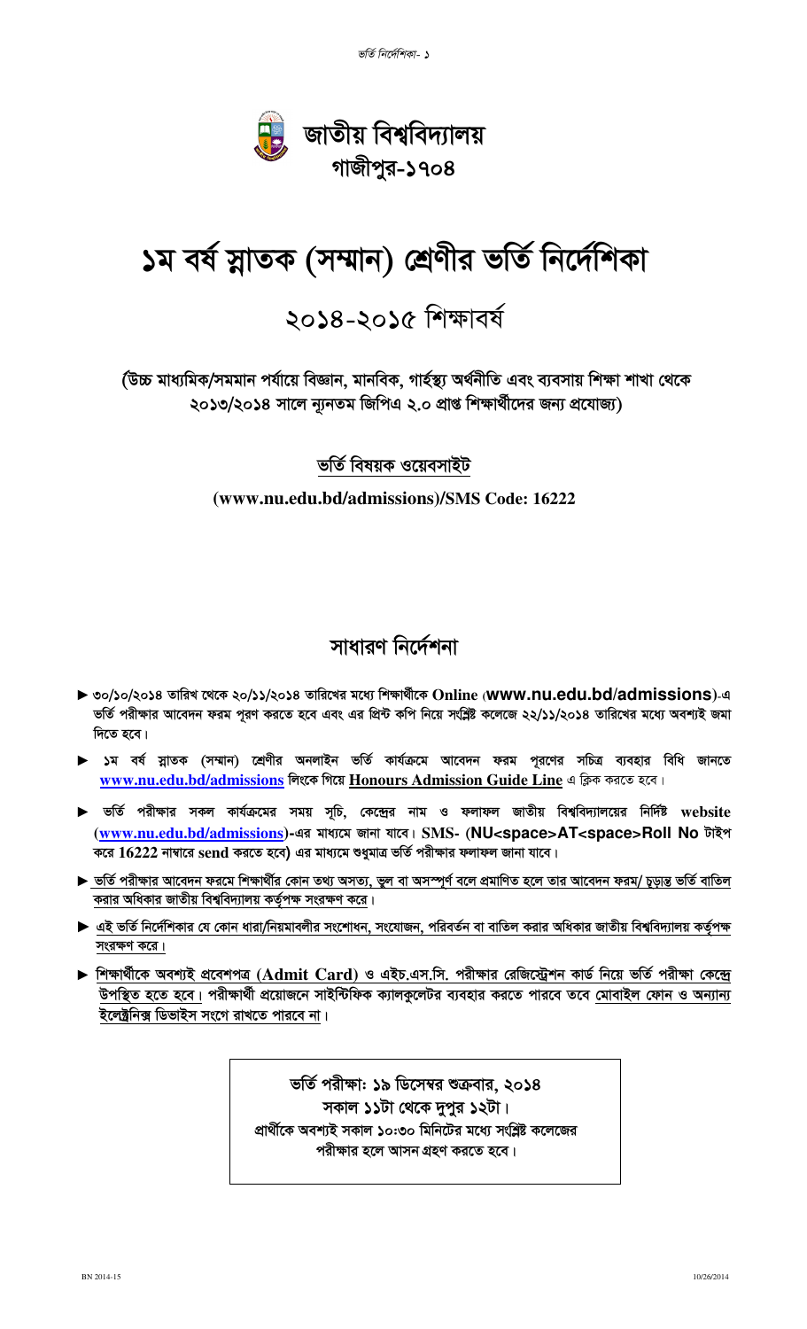# জাতীয় বিশ্ববিদ্যালয়
## গাজীপুর-১৭০৪

# ১ম বর্ষ স্নাতক (সম্মান) শ্রেণীর ভর্তি নির্দেশিকা

## ২০১৪-২০১৫ শিক্ষাবর্ষ

**(উচ্চ মাধ্যমিক/সমমান পর্যায়ে বিজ্ঞান, মানবিক, গার্হস্থ্য অর্থনীতি এবং ব্যবসায় শিক্ষা শাখা থেকে ২০১৩/২০১৪ সালে ন্যূনতম জিপিএ ২.০ প্রাপ্ত শিক্ষার্থীদের জন্য প্রযোজ্য)**

**ভর্তি বিষয়ক ওয়েবসাইট**

**(www.nu.edu.bd/admissions)/SMS Code: 16222**

## সাধারণ নির্দেশনা

- **৩০/১০/২০১৪ তারিখ থেকে ২০/১১/২০১৪ তারিখের মধ্যে শিক্ষার্থীকে Online (www.nu.edu.bd/admissions)-এ ভর্তি পরীক্ষার আবেদন ফরম পূরণ করতে হবে এবং এর প্রিন্ট কপি নিয়ে সংশ্লিষ্ট কলেজে ২২/১১/২০১৪ তারিখের মধ্যে অবশ্যই জমা দিতে হবে।**
- **১ম বর্ষ স্নাতক (সম্মান) শ্রেণীর অনলাইন ভর্তি কার্যক্রমে আবেদন ফরম পূরণের সচিত্র ব্যবহার বিধি জানতে www.nu.edu.bd/admissions লিংকে গিয়ে Honours Admission Guide Line এ ক্লিক করতে হবে।**
- **ভর্তি পরীক্ষার সকল কার্যক্রমের সময় সূচি, কেন্দ্রের নাম ও ফলাফল জাতীয় বিশ্ববিদ্যালয়ের নির্দিষ্ট website (www.nu.edu.bd/admissions)-এর মাধ্যমে জানা যাবে। SMS- (NU<space>AT<space>Roll No টাইপ করে 16222 নাম্বারে send করতে হবে) এর মাধ্যমে শুধুমাত্র ভর্তি পরীক্ষার ফলাফল জানা যাবে।**
- **ভর্তি পরীক্ষার আবেদন ফরমে শিক্ষার্থীর কোন তথ্য অসত্য, ভুল বা অসম্পূর্ণ বলে প্রমাণিত হলে তার আবেদন ফরম/ চূড়ান্ত ভর্তি বাতিল করার অধিকার জাতীয় বিশ্ববিদ্যালয় কর্তৃপক্ষ সংরক্ষণ করে।**
- **এই ভর্তি নির্দেশিকার যে কোন ধারা/নিয়মাবলীর সংশোধন, সংযোজন, পরিবর্তন বা বাতিল করার অধিকার জাতীয় বিশ্ববিদ্যালয় কর্তৃপক্ষ সংরক্ষণ করে।**
- **শিক্ষার্থীকে অবশ্যই প্রবেশপত্র (Admit Card) ও এইচ.এস.সি. পরীক্ষার রেজিস্ট্রেশন কার্ড নিয়ে ভর্তি পরীক্ষা কেন্দ্রে উপস্থিত হতে হবে। পরীক্ষার্থী প্রয়োজনে সাইন্টিফিক ক্যালকুলেটর ব্যবহার করতে পারবে তবে মোবাইল ফোন ও অন্যান্য ইলেক্ট্রনিক্স ডিভাইস সংগে রাখতে পারবে না।**

**ভর্তি পরীক্ষা: ১৯ ডিসেম্বর শুক্রবার, ২০১৪**
**সকাল ১১টা থেকে দুপুর ১২টা।**
**প্রার্থীকে অবশ্যই সকাল ১০:৩০ মিনিটের মধ্যে সংশ্লিষ্ট কলেজের পরীক্ষার হলে আসন গ্রহণ করতে হবে।**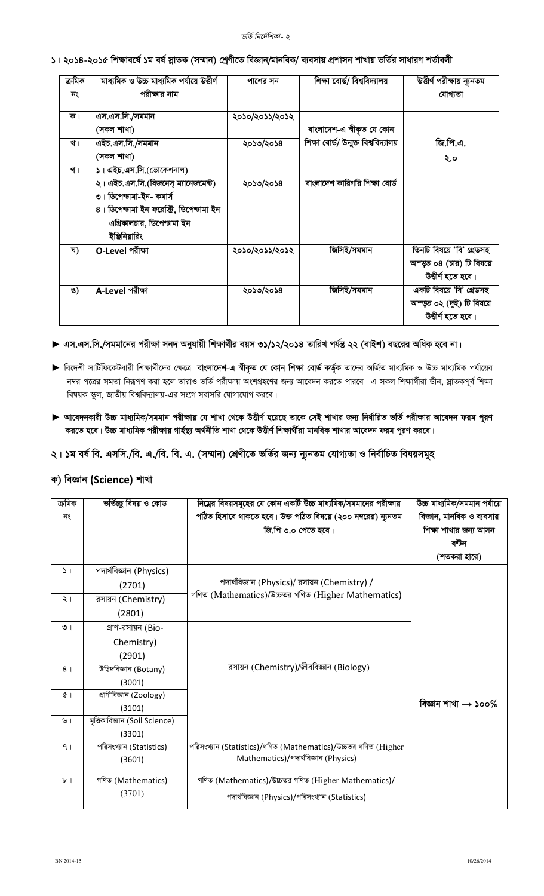## ১। ২০১৪-২০১৫ শিক্ষাবর্ষে ১ম বর্ষ স্নাতক (সম্মান) শ্রেণীতে বিজ্ঞান/মানবিক/ ব্যবসায় প্রশাসন শাখায় ভর্তির সাধারণ শর্তাবলী

| ক্রমিক নং | মাধ্যমিক ও উচ্চ মাধ্যমিক পর্যায়ে উত্তীর্ণ পরীক্ষার নাম | পাশের সন | শিক্ষা বোর্ড/ বিশ্ববিদ্যালয় | উত্তীর্ণ পরীক্ষায় ন্যূনতম যোগ্যতা |
|---|---|---|---|---|
| ক। | এস.এস.সি./সমমান (সকল শাখা) | ২০১০/২০১১/২০১২ | বাংলাদেশ-এ স্বীকৃত যে কোন শিক্ষা বোর্ড/ উন্মুক্ত বিশ্ববিদ্যালয় | জি.পি.এ. ২.০ |
| খ। | এইচ.এস.সি./সমমান (সকল শাখা) | ২০১৩/২০১৪ | বাংলাদেশ-এ স্বীকৃত যে কোন শিক্ষা বোর্ড/ উন্মুক্ত বিশ্ববিদ্যালয় | জি.পি.এ. ২.০ |
| গ। | ১। এইচ.এস.সি.(ভোকেশনাল)<br>২। এইচ.এস.সি.(বিজনেস্ ম্যানেজমেন্ট)<br>৩। ডিপ্লোমা-ইন- কমার্স<br>৪। ডিপ্লোমা ইন ফরেস্ট্রি, ডিপ্লোমা ইন এগ্রিকালচার, ডিপ্লোমা ইন ইঞ্জিনিয়ারিং | ২০১৩/২০১৪ | বাংলাদেশ কারিগরি শিক্ষা বোর্ড | জি.পি.এ. ২.০ |
| ঘ) | **O-Level** পরীক্ষা | ২০১০/২০১১/২০১২ | জিসিই/সমমান | তিনটি বিষয়ে 'বি' গ্রেডসহ অন্ততঃ ০৪ (চার) টি বিষয়ে উত্তীর্ণ হতে হবে। |
| ঙ) | **A-Level** পরীক্ষা | ২০১৩/২০১৪ | জিসিই/সমমান | একটি বিষয়ে 'বি' গ্রেডসহ অন্ততঃ ০২ (দুই) টি বিষয়ে উত্তীর্ণ হতে হবে। |

► **এস.এস.সি./সমমানের পরীক্ষা সনদ অনুযায়ী শিক্ষার্থীর বয়স ৩১/১২/২০১৪ তারিখ পর্যন্ত ২২ (বাইশ) বছরের অধিক হবে না।**

► বিদেশী সার্টিফিকেটধারী শিক্ষার্থীদের ক্ষেত্রে **বাংলাদেশ-এ স্বীকৃত যে কোন শিক্ষা বোর্ড কর্তৃক** তাদের অর্জিত মাধ্যমিক ও উচ্চ মাধ্যমিক পর্যায়ের নম্বর পত্রের সমতা নিরূপণ করা হলে তারাও ভর্তি পরীক্ষায় অংশগ্রহণের জন্য আবেদন করতে পারবে। এ সকল শিক্ষার্থীরা ডীন, স্নাতকপূর্ব শিক্ষা বিষয়ক স্কুল, জাতীয় বিশ্ববিদ্যালয়-এর সংগে সরাসরি যোগাযোগ করবে।

► **আবেদনকারী উচ্চ মাধ্যমিক/সমমান পরীক্ষায় যে শাখা থেকে উত্তীর্ণ হয়েছে তাকে সেই শাখার জন্য নির্ধারিত ভর্তি পরীক্ষার আবেদন ফরম পূরণ করতে হবে। উচ্চ মাধ্যমিক পরীক্ষায় গার্হস্থ্য অর্থনীতি শাখা থেকে উত্তীর্ণ শিক্ষার্থীরা মানবিক শাখার আবেদন ফরম পূরণ করবে।**

## ২। ১ম বর্ষ বি. এসসি./বি. এ./বি. বি. এ. (সম্মান) শ্রেণীতে ভর্তির জন্য ন্যূনতম যোগ্যতা ও নির্বাচিত বিষয়সমূহ

### ক) বিজ্ঞান (Science) শাখা

| ক্রমিক নং | ভর্তিচ্ছু বিষয় ও কোড | নিম্নের বিষয়সমূহের যে কোন একটি উচ্চ মাধ্যমিক/সমমানের পরীক্ষায় পঠিত হিসাবে থাকতে হবে। উক্ত পঠিত বিষয়ে (২০০ নম্বরের) ন্যূনতম জি.পি ৩.০ পেতে হবে। | উচ্চ মাধ্যমিক/সমমান পর্যায়ে বিজ্ঞান, মানবিক ও ব্যবসায় শিক্ষা শাখার জন্য আসন বন্টন (শতকরা হারে) |
|---|---|---|---|
| ১। | পদার্থবিজ্ঞান (Physics) (2701) | পদার্থবিজ্ঞান (Physics)/ রসায়ন (Chemistry) / গণিত (Mathematics)/উচ্চতর গণিত (Higher Mathematics) | বিজ্ঞান শাখা → ১০০% |
| ২। | রসায়ন (Chemistry) (2801) | পদার্থবিজ্ঞান (Physics)/ রসায়ন (Chemistry) / গণিত (Mathematics)/উচ্চতর গণিত (Higher Mathematics) | বিজ্ঞান শাখা → ১০০% |
| ৩। | প্রাণ-রসায়ন (Bio-Chemistry) (2901) | রসায়ন (Chemistry)/জীববিজ্ঞান (Biology) | বিজ্ঞান শাখা → ১০০% |
| ৪। | উদ্ভিদবিজ্ঞান (Botany) (3001) | রসায়ন (Chemistry)/জীববিজ্ঞান (Biology) | বিজ্ঞান শাখা → ১০০% |
| ৫। | প্রাণীবিজ্ঞান (Zoology) (3101) | রসায়ন (Chemistry)/জীববিজ্ঞান (Biology) | বিজ্ঞান শাখা → ১০০% |
| ৬। | মৃত্তিকাবিজ্ঞান (Soil Science) (3301) | রসায়ন (Chemistry)/জীববিজ্ঞান (Biology) | বিজ্ঞান শাখা → ১০০% |
| ৭। | পরিসংখ্যান (Statistics) (3601) | পরিসংখ্যান (Statistics)/গণিত (Mathematics)/উচ্চতর গণিত (Higher Mathematics)/পদার্থবিজ্ঞান (Physics) | বিজ্ঞান শাখা → ১০০% |
| ৮। | গণিত (Mathematics) (3701) | গণিত (Mathematics)/উচ্চতর গণিত (Higher Mathematics)/ পদার্থবিজ্ঞান (Physics)/পরিসংখ্যান (Statistics) | বিজ্ঞান শাখা → ১০০% |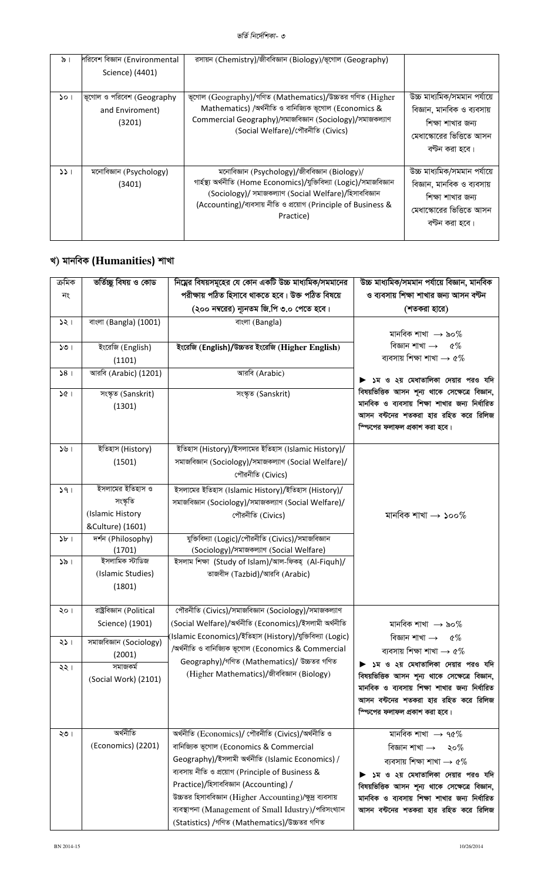| ৯। | পরিবেশ বিজ্ঞান (Environmental Science) (4401) | রসায়ন (Chemistry)/জীববিজ্ঞান (Biology)/ভূগোল (Geography) | |
|---|---|---|---|
| ১০। | ভূগোল ও পরিবেশ (Geography and Enviroment) (3201) | ভূগোল (Geography)/গণিত (Mathematics)/উচ্চতর গণিত (Higher Mathematics) /অর্থনীতি ও বানিজ্যিক ভূগোল (Economics & Commercial Geography)/সমাজবিজ্ঞান (Sociology)/সমাজকল্যাণ (Social Welfare)/পৌরনীতি (Civics) | উচ্চ মাধ্যমিক/সমমান পর্যায়ে বিজ্ঞান, মানবিক ও ব্যবসায় শিক্ষা শাখার জন্য মেধাস্কোরের ভিত্তিতে আসন বন্টন করা হবে। |
| ১১। | মনোবিজ্ঞান (Psychology) (3401) | মনোবিজ্ঞান (Psychology)/জীববিজ্ঞান (Biology)/ গার্হস্থ্য অর্থনীতি (Home Economics)/যুক্তিবিদ্যা (Logic)/সমাজবিজ্ঞান (Sociology)/ সমাজকল্যাণ (Social Welfare)/হিসাববিজ্ঞান (Accounting)/ব্যবসায় নীতি ও প্রয়োগ (Principle of Business & Practice) | উচ্চ মাধ্যমিক/সমমান পর্যায়ে বিজ্ঞান, মানবিক ও ব্যবসায় শিক্ষা শাখার জন্য মেধাস্কোরের ভিত্তিতে আসন বন্টন করা হবে। |

## খ) মানবিক (Humanities) শাখা

| ক্রমিক নং | ভর্তিচ্ছু বিষয় ও কোড | নিম্নের বিষয়সমূহের যে কোন একটি উচ্চ মাধ্যমিক/সমমানের পরীক্ষায় পঠিত হিসাবে থাকতে হবে। উক্ত পঠিত বিষয়ে (২০০ নম্বরের) নূন্যতম জি.পি ৩.০ পেতে হবে। | উচ্চ মাধ্যমিক/সমমান পর্যায়ে বিজ্ঞান, মানবিক ও ব্যবসায় শিক্ষা শাখার জন্য আসন বন্টন (শতকরা হারে) |
|---|---|---|---|
| ১২। | বাংলা (Bangla) (1001) | বাংলা (Bangla) | মানবিক শাখা → ৯০%<br>বিজ্ঞান শাখা → ৫%<br>ব্যবসায় শিক্ষা শাখা → ৫%<br>► ১ম ও ২য় মেধাতালিকা দেয়ার পরও যদি বিষয়ভিত্তিক আসন শূন্য থাকে সেক্ষেত্রে বিজ্ঞান, মানবিক ও ব্যবসায় শিক্ষা শাখার জন্য নির্ধারিত আসন বন্টনের শতকরা হার রহিত করে রিলিজ স্লিপের ফলাফল প্রকাশ করা হবে। |
| ১৩। | ইংরেজি (English) (1101) | **ইংরেজি (English)/উচ্চতর ইংরেজি (Higher English)** | |
| ১৪। | আরবি (Arabic) (1201) | আরবি (Arabic) | |
| ১৫। | সংস্কৃত (Sanskrit) (1301) | সংস্কৃত (Sanskrit) | |
| ১৬। | ইতিহাস (History) (1501) | ইতিহাস (History)/ইসলামের ইতিহাস (Islamic History)/ সমাজবিজ্ঞান (Sociology)/সমাজকল্যাণ (Social Welfare)/ পৌরনীতি (Civics) | মানবিক শাখা → ১০০% |
| ১৭। | ইসলামের ইতিহাস ও সংস্কৃতি (Islamic History &Culture) (1601) | ইসলামের ইতিহাস (Islamic History)/ইতিহাস (History)/ সমাজবিজ্ঞান (Sociology)/সমাজকল্যাণ (Social Welfare)/ পৌরনীতি (Civics) | |
| ১৮। | দর্শন (Philosophy) (1701) | যুক্তিবিদ্যা (Logic)/পৌরনীতি (Civics)/সমাজবিজ্ঞান (Sociology)/সমাজকল্যাণ (Social Welfare) | |
| ১৯। | ইসলামিক স্টাডিজ (Islamic Studies) (1801) | ইসলাম শিক্ষা (Study of Islam)/আল-ফিকহ্ (Al-Fiquh)/ তাজবীদ (Tazbid)/আরবি (Arabic) | |
| ২০। | রাষ্ট্রবিজ্ঞান (Political Science) (1901) | পৌরনীতি (Civics)/সমাজবিজ্ঞান (Sociology)/সমাজকল্যাণ (Social Welfare)/অর্থনীতি (Economics)/ইসলামী অর্থনীতি (Islamic Economics)/ইতিহাস (History)/যুক্তিবিদ্যা (Logic) /অর্থনীতি ও বানিজ্যিক ভূগোল (Economics & Commercial Geography)/গণিত (Mathematics)/ উচ্চতর গণিত (Higher Mathematics)/জীববিজ্ঞান (Biology) | মানবিক শাখা → ৯০%<br>বিজ্ঞান শাখা → ৫%<br>ব্যবসায় শিক্ষা শাখা → ৫%<br>► ১ম ও ২য় মেধাতালিকা দেয়ার পরও যদি বিষয়ভিত্তিক আসন শূন্য থাকে সেক্ষেত্রে বিজ্ঞান, মানবিক ও ব্যবসায় শিক্ষা শাখার জন্য নির্ধারিত আসন বন্টনের শতকরা হার রহিত করে রিলিজ স্লিপের ফলাফল প্রকাশ করা হবে। |
| ২১। | সমাজবিজ্ঞান (Sociology) (2001) | | |
| ২২। | সমাজকর্ম (Social Work) (2101) | | |
| ২৩। | অর্থনীতি (Economics) (2201) | অর্থনীতি (Economics)/ পৌরনীতি (Civics)/অর্থনীতি ও বানিজ্যিক ভূগোল (Economics & Commercial Geography)/ইসলামী অর্থনীতি (Islamic Economics) / ব্যবসায় নীতি ও প্রয়োগ (Principle of Business & Practice)/হিসাববিজ্ঞান (Accounting) / উচ্চতর হিসাববিজ্ঞান (Higher Accounting)/ক্ষুদ্র ব্যবসায় ব্যবস্থাপনা (Management of Small Idustry)/পরিসংখ্যান (Statistics) /গণিত (Mathematics)/উচ্চতর গণিত | মানবিক শাখা → ৭৫%<br>বিজ্ঞান শাখা → ২০%<br>ব্যবসায় শিক্ষা শাখা → ৫%<br>► ১ম ও ২য় মেধাতালিকা দেয়ার পরও যদি বিষয়ভিত্তিক আসন শূন্য থাকে সেক্ষেত্রে বিজ্ঞান, মানবিক ও ব্যবসায় শিক্ষা শাখার জন্য নির্ধারিত আসন বন্টনের শতকরা হার রহিত করে রিলিজ |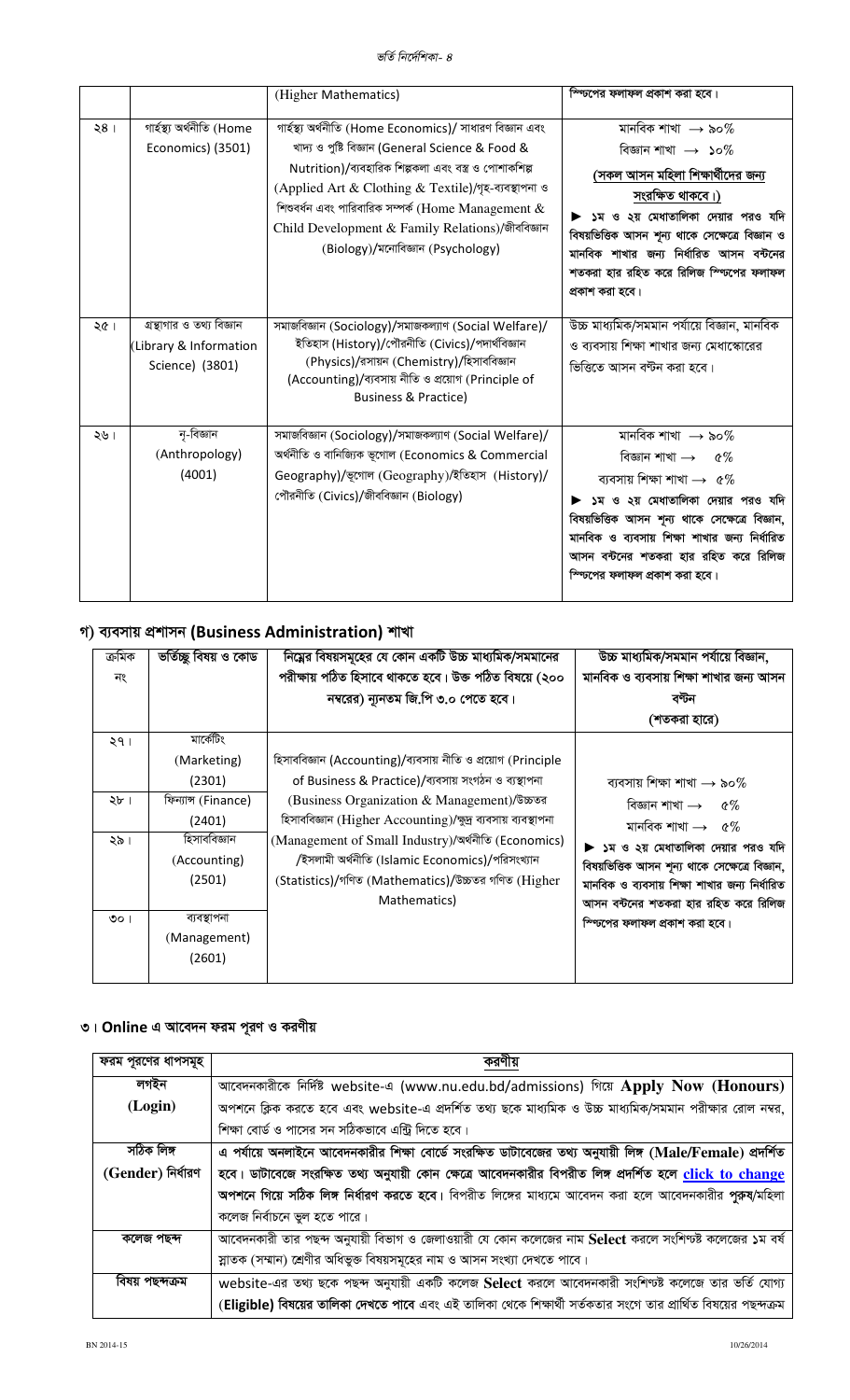| | | (Higher Mathematics) | স্লিপের ফলাফল প্রকাশ করা হবে। |
|---|---|---|---|
| ২৪। | গার্হস্থ্য অর্থনীতি (Home Economics) (3501) | গার্হস্থ্য অর্থনীতি (Home Economics)/ সাধারণ বিজ্ঞান এবং খাদ্য ও পুষ্টি বিজ্ঞান (General Science & Food & Nutrition)/ব্যবহারিক শিল্পকলা এবং বস্ত্র ও পোশাকশিল্প (Applied Art & Clothing & Textile)/গৃহ-ব্যবস্থাপনা ও শিশুবর্ধন এবং পারিবারিক সম্পর্ক (Home Management & Child Development & Family Relations)/জীববিজ্ঞান (Biology)/মনোবিজ্ঞান (Psychology) | মানবিক শাখা → ৯০%<br>বিজ্ঞান শাখা → ১০%<br>(সকল আসন মহিলা শিক্ষার্থীদের জন্য সংরক্ষিত থাকবে।)<br>► ১ম ও ২য় মেধাতালিকা দেয়ার পরও যদি বিষয়ভিত্তিক আসন শূন্য থাকে সেক্ষেত্রে বিজ্ঞান ও মানবিক শাখার জন্য নির্ধারিত আসন বন্টনের শতকরা হার রহিত করে রিলিজ স্লিপের ফলাফল প্রকাশ করা হবে। |
| ২৫। | গ্রন্থাগার ও তথ্য বিজ্ঞান (Library & Information Science) (3801) | সমাজবিজ্ঞান (Sociology)/সমাজকল্যাণ (Social Welfare)/ ইতিহাস (History)/পৌরনীতি (Civics)/পদার্থবিজ্ঞান (Physics)/রসায়ন (Chemistry)/হিসাববিজ্ঞান (Accounting)/ব্যবসায় নীতি ও প্রয়োগ (Principle of Business & Practice) | উচ্চ মাধ্যমিক/সমমান পর্যায়ে বিজ্ঞান, মানবিক ও ব্যবসায় শিক্ষা শাখার জন্য মেধাস্কোরের ভিত্তিতে আসন বন্টন করা হবে। |
| ২৬। | নৃ-বিজ্ঞান (Anthropology) (4001) | সমাজবিজ্ঞান (Sociology)/সমাজকল্যাণ (Social Welfare)/ অর্থনীতি ও বানিজ্যিক ভূগোল (Economics & Commercial Geography)/ভূগোল (Geography)/ইতিহাস (History)/ পৌরনীতি (Civics)/জীববিজ্ঞান (Biology) | মানবিক শাখা → ৯০%<br>বিজ্ঞান শাখা → ৫%<br>ব্যবসায় শিক্ষা শাখা → ৫%<br>► ১ম ও ২য় মেধাতালিকা দেয়ার পরও যদি বিষয়ভিত্তিক আসন শূন্য থাকে সেক্ষেত্রে বিজ্ঞান, মানবিক ও ব্যবসায় শিক্ষা শাখার জন্য নির্ধারিত আসন বন্টনের শতকরা হার রহিত করে রিলিজ স্লিপের ফলাফল প্রকাশ করা হবে। |

## গ) ব্যবসায় প্রশাসন (Business Administration) শাখা

| ক্রমিক নং | ভর্তিচ্ছু বিষয় ও কোড | নিম্নের বিষয়সমূহের যে কোন একটি উচ্চ মাধ্যমিক/সমমানের পরীক্ষায় পঠিত হিসাবে থাকতে হবে। উক্ত পঠিত বিষয়ে (২০০ নম্বরের) ন্যূনতম জি.পি ৩.০ পেতে হবে। | উচ্চ মাধ্যমিক/সমমান পর্যায়ে বিজ্ঞান, মানবিক ও ব্যবসায় শিক্ষা শাখার জন্য আসন বন্টন (শতকরা হারে) |
|---|---|---|---|
| ২৭। | মার্কেটিং (Marketing) (2301) | হিসাববিজ্ঞান (Accounting)/ব্যবসায় নীতি ও প্রয়োগ (Principle of Business & Practice)/ব্যবসায় সংগঠন ও ব্যবস্থাপনা (Business Organization & Management)/উচ্চতর হিসাববিজ্ঞান (Higher Accounting)/ক্ষুদ্র ব্যবসায় ব্যবস্থাপনা (Management of Small Industry)/অর্থনীতি (Economics) /ইসলামী অর্থনীতি (Islamic Economics)/পরিসংখ্যান (Statistics)/গণিত (Mathematics)/উচ্চতর গণিত (Higher Mathematics) | ব্যবসায় শিক্ষা শাখা → ৯০%<br>বিজ্ঞান শাখা → ৫%<br>মানবিক শাখা → ৫%<br>► ১ম ও ২য় মেধাতালিকা দেয়ার পরও যদি বিষয়ভিত্তিক আসন শূন্য থাকে সেক্ষেত্রে বিজ্ঞান, মানবিক ও ব্যবসায় শিক্ষা শাখার জন্য নির্ধারিত আসন বন্টনের শতকরা হার রহিত করে রিলিজ স্লিপের ফলাফল প্রকাশ করা হবে। |
| ২৮। | ফিন্যান্স (Finance) (2401) | | |
| ২৯। | হিসাববিজ্ঞান (Accounting) (2501) | | |
| ৩০। | ব্যবস্থাপনা (Management) (2601) | | |

## ৩। Online এ আবেদন ফরম পূরণ ও করণীয়

| ফরম পূরণের ধাপসমূহ | করণীয় |
|---|---|
| লগইন (Login) | আবেদনকারীকে নির্দিষ্ট website-এ (www.nu.edu.bd/admissions) গিয়ে **Apply Now (Honours)** অপশনে ক্লিক করতে হবে এবং website-এ প্রদর্শিত তথ্য ছকে মাধ্যমিক ও উচ্চ মাধ্যমিক/সমমান পরীক্ষার রোল নম্বর, শিক্ষা বোর্ড ও পাসের সন সঠিকভাবে এন্ট্রি দিতে হবে। |
| সঠিক লিঙ্গ (Gender) নির্ধারণ | **এ পর্যায়ে অনলাইনে আবেদনকারীর শিক্ষা বোর্ডে সংরক্ষিত ডাটাবেজের তথ্য অনুযায়ী লিঙ্গ (Male/Female) প্রদর্শিত হবে। ডাটাবেজে সংরক্ষিত তথ্য অনুযায়ী কোন ক্ষেত্রে আবেদনকারীর বিপরীত লিঙ্গ প্রদর্শিত হলে click to change অপশনে গিয়ে সঠিক লিঙ্গ নির্ধারণ করতে হবে।** বিপরীত লিঙ্গের মাধ্যমে আবেদন করা হলে আবেদনকারীর **পুরুষ**/মহিলা কলেজ নির্বাচনে ভুল হতে পারে। |
| কলেজ পছন্দ | আবেদনকারী তার পছন্দ অনুযায়ী বিভাগ ও জেলাওয়ারী যে কোন কলেজের নাম **Select** করলে সংশ্লিষ্ট কলেজের ১ম বর্ষ স্নাতক (সম্মান) শ্রেণীর অধিভুক্ত বিষয়সমূহের নাম ও আসন সংখ্যা দেখতে পাবে। |
| বিষয় পছন্দক্রম | website-এর তথ্য ছকে পছন্দ অনুযায়ী একটি কলেজ **Select** করলে আবেদনকারী সংশ্লিষ্ট কলেজে তার ভর্তি যোগ্য **(Eligible) বিষয়ের তালিকা দেখতে পাবে** এবং এই তালিকা থেকে শিক্ষার্থী সর্তকতার সংগে তার প্রার্থিত বিষয়ের পছন্দক্রম |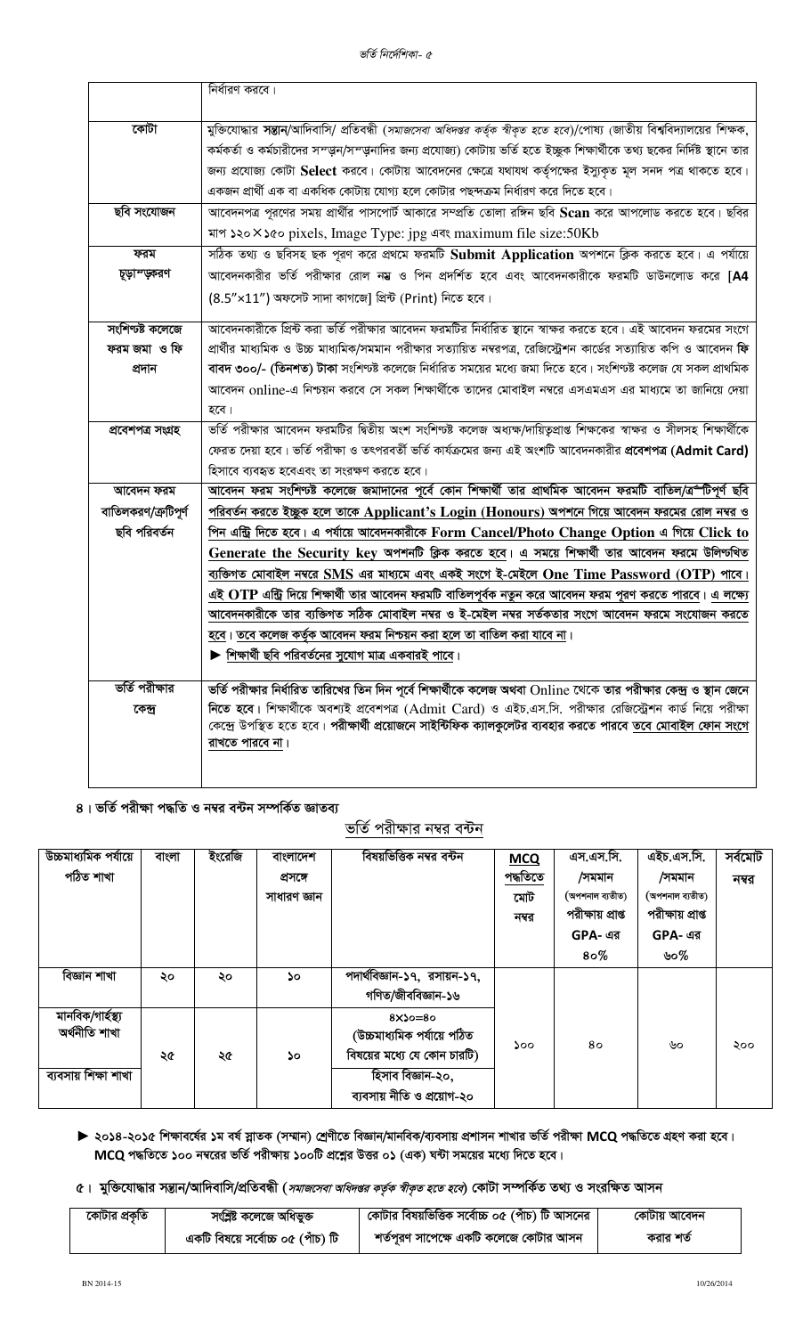| | |
|---|---|
| | নির্ধারণ করবে। |
| কোটা | মুক্তিযোদ্ধার **সন্তান**/আদিবাসি/ প্রতিবন্ধী (*সমাজসেবা অধিদপ্তর কর্তৃক স্বীকৃত হতে হবে*)/পোষ্য (জাতীয় বিশ্ববিদ্যালয়ের শিক্ষক, কর্মকর্তা ও কর্মচারীদের সন্তান/সন্তানাদির জন্য প্রযোজ্য) কোটায় ভর্তি হতে ইচ্ছুক শিক্ষার্থীকে তথ্য ছকের নির্দিষ্ট স্থানে তার জন্য প্রযোজ্য কোটা **Select** করবে। কোটায় আবেদনের ক্ষেত্রে যথাযথ কর্তৃপক্ষের ইস্যুকৃত মূল সনদ পত্র থাকতে হবে। একজন প্রার্থী এক বা একাধিক কোটায় যোগ্য হলে কোটার পছন্দক্রম নির্ধারণ করে দিতে হবে। |
| ছবি সংযোজন | আবেদনপত্র পূরণের সময় প্রার্থীর পাসপোর্ট আকারে সম্প্রতি তোলা রঙ্গিন ছবি **Scan** করে আপলোড করতে হবে। ছবির মাপ ১২০×১৫০ pixels, Image Type: jpg এবং maximum file size:50Kb |
| ফরম চূড়ান্তকরণ | সঠিক তথ্য ও ছবিসহ ছক পূরণ করে প্রথমে ফরমটি **Submit Application** অপশনে ক্লিক করতে হবে। এ পর্যায়ে আবেদনকারীর ভর্তি পরীক্ষার রোল নম্বর ও পিন প্রদর্শিত হবে এবং আবেদনকারীকে ফরমটি ডাউনলোড করে **[A4** (8.5"×11") অফসেট সাদা কাগজে] প্রিন্ট (Print) নিতে হবে। |
| সংশিষ্ট কলেজে ফরম জমা ও ফি প্রদান | আবেদনকারীকে প্রিন্ট করা ভর্তি পরীক্ষার আবেদন ফরমটির নির্ধারিত স্থানে স্বাক্ষর করতে হবে। এই আবেদন ফরমের সংগে প্রার্থীর মাধ্যমিক ও উচ্চ মাধ্যমিক/সমমান পরীক্ষার সত্যায়িত নম্বরপত্র, রেজিস্ট্রেশন কার্ডের সত্যায়িত কপি ও আবেদন **ফি বাবদ ৩০০/- (তিনশত) টাকা** সংশিষ্ট কলেজে নির্ধারিত সময়ের মধ্যে জমা দিতে হবে। সংশিষ্ট কলেজ যে সকল প্রাথমিক আবেদন online-এ নিশ্চয়ন করবে সে সকল শিক্ষার্থীকে তাদের মোবাইল নম্বরে এসএমএস এর মাধ্যমে তা জানিয়ে দেয়া হবে। |
| প্রবেশপত্র সংগ্রহ | ভর্তি পরীক্ষার আবেদন ফরমটির দ্বিতীয় অংশ সংশিষ্ট কলেজ অধ্যক্ষ/দায়িত্বপ্রাপ্ত শিক্ষকের স্বাক্ষর ও সীলসহ শিক্ষার্থীকে ফেরত দেয়া হবে। ভর্তি পরীক্ষা ও তৎপরবর্তী ভর্তি কার্যক্রমের জন্য এই অংশটি আবেদনকারীর **প্রবেশপত্র (Admit Card)** হিসাবে ব্যবহৃত হবেএবং তা সংরক্ষণ করতে হবে। |
| আবেদন ফরম বাতিলকরণ/ত্রুটিপূর্ণ ছবি পরিবর্তন | **আবেদন ফরম সংশিষ্ট কলেজে জমাদানের পূর্বে কোন শিক্ষার্থী তার প্রাথমিক আবেদন ফরমটি বাতিল/ত্রুটিপূর্ণ ছবি পরিবর্তন করতে ইচ্ছুক হলে তাকে Applicant's Login (Honours) অপশনে গিয়ে আবেদন ফরমের রোল নম্বর ও পিন এন্ট্রি দিতে হবে। এ পর্যায়ে আবেদনকারীকে Form Cancel/Photo Change Option এ গিয়ে Click to Generate the Security key অপশনটি ক্লিক করতে হবে। এ সময়ে শিক্ষার্থী তার আবেদন ফরমে উলিখিত ব্যক্তিগত মোবাইল নম্বরে SMS এর মাধ্যমে এবং একই সংগে ই-মেইলে One Time Password (OTP) পাবে। এই OTP এন্ট্রি দিয়ে শিক্ষার্থী তার আবেদন ফরমটি বাতিলপূর্বক নতুন করে আবেদন ফরম পূরণ করতে পারবে। এ লক্ষ্যে আবেদনকারীকে তার ব্যক্তিগত সঠিক মোবাইল নম্বর ও ই-মেইল নম্বর সর্তকতার সংগে আবেদন ফরমে সংযোজন করতে হবে। তবে কলেজ কর্তৃক আবেদন ফরম নিশ্চয়ন করা হলে তা বাতিল করা যাবে না।** ► **শিক্ষার্থী ছবি পরিবর্তনের সুযোগ মাত্র একবারই পাবে।** |
| ভর্তি পরীক্ষার কেন্দ্র | **ভর্তি পরীক্ষার নির্ধারিত তারিখের তিন দিন পূর্বে শিক্ষার্থীকে কলেজ অথবা Online থেকে তার পরীক্ষার কেন্দ্র ও স্থান জেনে নিতে হবে।** শিক্ষার্থীকে অবশ্যই প্রবেশপত্র (Admit Card) ও এইচ.এস.সি. পরীক্ষার রেজিস্ট্রেশন কার্ড নিয়ে পরীক্ষা কেন্দ্রে উপস্থিত হতে হবে। **পরীক্ষার্থী প্রয়োজনে সাইন্টিফিক ক্যালকুলেটর ব্যবহার করতে পারবে তবে মোবাইল ফোন সংগে রাখতে পারবে না।** |

## ৪। ভর্তি পরীক্ষা পদ্ধতি ও নম্বর বন্টন সম্পর্কিত জ্ঞাতব্য

### ভর্তি পরীক্ষার নম্বর বন্টন

| উচ্চমাধ্যমিক পর্যায়ে পঠিত শাখা | বাংলা | ইংরেজি | বাংলাদেশ প্রসঙ্গে সাধারণ জ্ঞান | বিষয়ভিত্তিক নম্বর বন্টন | **MCQ** পদ্ধতিতে মোট নম্বর | এস.এস.সি. /সমমান (অপশনাল ব্যতীত) পরীক্ষায় প্রাপ্ত **GPA-এর ৪০%** | এইচ.এস.সি. /সমমান (অপশনাল ব্যতীত) পরীক্ষায় প্রাপ্ত **GPA-এর ৬০%** | সর্বমোট নম্বর |
|---|---|---|---|---|---|---|---|---|
| বিজ্ঞান শাখা | ২০ | ২০ | ১০ | পদার্থবিজ্ঞান-১৭, রসায়ন-১৭, গণিত/জীববিজ্ঞান-১৬ | ১০০ | ৪০ | ৬০ | ২০০ |
| মানবিক/গার্হস্থ্য অর্থনীতি শাখা | ২৫ | ২৫ | ১০ | ৪×১০=৪০ (উচ্চমাধ্যমিক পর্যায়ে পঠিত বিষয়ের মধ্যে যে কোন চারটি) | | | | |
| ব্যবসায় শিক্ষা শাখা | | | | হিসাব বিজ্ঞান-২০, ব্যবসায় নীতি ও প্রয়োগ-২০ | | | | |

► **২০১৪-২০১৫ শিক্ষাবর্ষের ১ম বর্ষ স্নাতক (সম্মান) শ্রেণীতে বিজ্ঞান/মানবিক/ব্যবসায় প্রশাসন শাখার ভর্তি পরীক্ষা MCQ পদ্ধতিতে গ্রহণ করা হবে। MCQ পদ্ধতিতে ১০০ নম্বরের ভর্তি পরীক্ষায় ১০০টি প্রশ্নের উত্তর ০১ (এক) ঘন্টা সময়ের মধ্যে দিতে হবে।**

## ৫। মুক্তিযোদ্ধার সন্তান/আদিবাসি/প্রতিবন্ধী (*সমাজসেবা অধিদপ্তর কর্তৃক স্বীকৃত হতে হবে*) কোটা সম্পর্কিত তথ্য ও সংরক্ষিত আসন

| কোটার প্রকৃতি | সংশ্লিষ্ট কলেজে অধিভুক্ত একটি বিষয়ে সর্বোচ্চ ০৫ (পাঁচ) টি | কোটার বিষয়ভিত্তিক সর্বোচ্চ ০৫ (পাঁচ) টি আসনের শর্তপূরণ সাপেক্ষে একটি কলেজে কোটার আসন | কোটায় আবেদন করার শর্ত |
|---|---|---|---|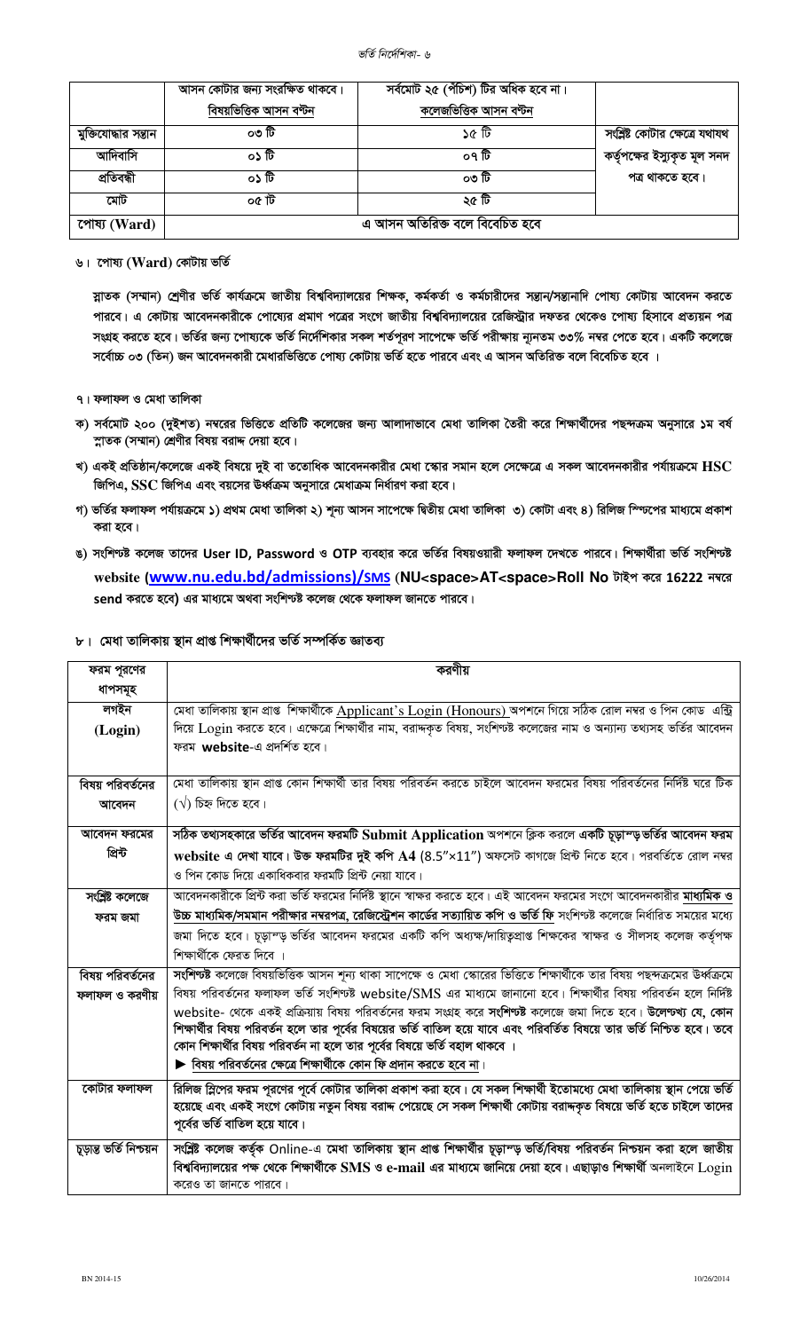| | আসন কোটার জন্য সংরক্ষিত থাকবে। বিষয়ভিত্তিক আসন বন্টন | সর্বমোট ২৫ (পঁচিশ) টির অধিক হবে না। কলেজভিত্তিক আসন বন্টন | |
|---|---|---|---|
| মুক্তিযোদ্ধার সন্তান | ০৩ টি | ১৫ টি | সংশ্লিষ্ট কোটার ক্ষেত্রে যথাযথ কর্তৃপক্ষের ইস্যুকৃত মূল সনদ পত্র থাকতে হবে। |
| আদিবাসি | ০১ টি | ০৭ টি | |
| প্রতিবন্ধী | ০১ টি | ০৩ টি | |
| মোট | ০৫ টি | ২৫ টি | |
| পোষ্য (Ward) | এ আসন অতিরিক্ত বলে বিবেচিত হবে | | |

## ৬। পোষ্য (Ward) কোটায় ভর্তি

স্নাতক (সম্মান) শ্রেণীর ভর্তি কার্যক্রমে জাতীয় বিশ্ববিদ্যালয়ের শিক্ষক, কর্মকর্তা ও কর্মচারীদের সন্তান/সন্তানাদি পোষ্য কোটায় আবেদন করতে পারবে। এ কোটায় আবেদনকারীকে পোষ্যের প্রমাণ পত্রের সংগে জাতীয় বিশ্ববিদ্যালয়ের রেজিস্ট্রার দফতর থেকেও পোষ্য হিসাবে প্রত্যয়ন পত্র সংগ্রহ করতে হবে। ভর্তির জন্য পোষ্যকে ভর্তি নির্দেশিকার সকল শর্তপূরণ সাপেক্ষে ভর্তি পরীক্ষায় ন্যূনতম ৩৩% নম্বর পেতে হবে। একটি কলেজে সর্বোচ্চ ০৩ (তিন) জন আবেদনকারী মেধারভিত্তিতে পোষ্য কোটায় ভর্তি হতে পারবে এবং এ আসন অতিরিক্ত বলে বিবেচিত হবে ।

## ৭। ফলাফল ও মেধা তালিকা

ক) সর্বমোট ২০০ (দুইশত) নম্বরের ভিত্তিতে প্রতিটি কলেজের জন্য আলাদাভাবে মেধা তালিকা তৈরী করে শিক্ষার্থীদের পছন্দক্রম অনুসারে ১ম বর্ষ স্নাতক (সম্মান) শ্রেণীর বিষয় বরাদ্দ দেয়া হবে।

খ) একই প্রতিষ্ঠান/কলেজে একই বিষয়ে দুই বা ততোধিক আবেদনকারীর মেধা স্কোর সমান হলে সেক্ষেত্রে এ সকল আবেদনকারীর পর্যায়ক্রমে HSC জিপিএ, SSC জিপিএ এবং বয়সের উর্ধক্রম অনুসারে মেধাক্রম নির্ধারণ করা হবে।

গ) ভর্তির ফলাফল পর্যায়ক্রমে ১) প্রথম মেধা তালিকা ২) শূন্য আসন সাপেক্ষে দ্বিতীয় মেধা তালিকা ৩) কোটা এবং ৪) রিলিজ স্লিপের মাধ্যমে প্রকাশ করা হবে।

ঙ) সংশিন্টষ্ট কলেজ তাদের User ID, Password ও OTP ব্যবহার করে ভর্তির বিষয়ওয়ারী ফলাফল দেখতে পারবে। শিক্ষার্থীরা ভর্তি সংশিন্টষ্ট website (www.nu.edu.bd/admissions)/SMS (NU<space>AT<space>Roll No টাইপ করে 16222 নম্বরে send করতে হবে) এর মাধ্যমে অথবা সংশিন্টষ্ট কলেজ থেকে ফলাফল জানতে পারবে।

## ৮। মেধা তালিকায় স্থান প্রাপ্ত শিক্ষার্থীদের ভর্তি সম্পর্কিত জ্ঞাতব্য

| ফরম পূরণের ধাপসমূহ | করণীয় |
|---|---|
| লগইন (Login) | মেধা তালিকায় স্থান প্রাপ্ত শিক্ষার্থীকে Applicant's Login (Honours) অপশনে গিয়ে সঠিক রোল নম্বর ও পিন কোড এন্ট্রি দিয়ে Login করতে হবে। এক্ষেত্রে শিক্ষার্থীর নাম, বরাদ্দকৃত বিষয়, সংশিন্টষ্ট কলেজের নাম ও অন্যান্য তথ্যসহ ভর্তির আবেদন ফরম **website**-এ প্রদর্শিত হবে। |
| বিষয় পরিবর্তনের আবেদন | মেধা তালিকায় স্থান প্রাপ্ত কোন শিক্ষার্থী তার বিষয় পরিবর্তন করতে চাইলে আবেদন ফরমের বিষয় পরিবর্তনের নির্দিষ্ট ঘরে টিক (√) চিহ্ন দিতে হবে। |
| আবেদন ফরমের প্রিন্ট | **সঠিক তথ্যসহকারে ভর্তির আবেদন ফরমটি Submit Application অপশনে ক্লিক করলে একটি চূড়ান্ড় ভর্তির আবেদন ফরম website এ দেখা যাবে। উক্ত ফরমটির দুই কপি A4 (8.5″×11″) অফসেট কাগজে প্রিন্ট নিতে হবে।** পরবর্তিতে রোল নম্বর ও পিন কোড দিয়ে একাধিকবার ফরমটি প্রিন্ট নেয়া যাবে। |
| সংশ্লিষ্ট কলেজে ফরম জমা | আবেদনকারীকে প্রিন্ট করা ভর্তি ফরমের নির্দিষ্ট স্থানে স্বাক্ষর করতে হবে। এই আবেদন ফরমের সংগে আবেদনকারীর **মাধ্যমিক ও উচ্চ মাধ্যমিক/সমমান পরীক্ষার নম্বরপত্র, রেজিস্ট্রেশন কার্ডের সত্যায়িত কপি ও ভর্তি ফি** সংশিন্টষ্ট কলেজে নির্ধারিত সময়ের মধ্যে জমা দিতে হবে। চূড়ান্ড় ভর্তির আবেদন ফরমের একটি কপি অধ্যক্ষ/দায়িত্বপ্রাপ্ত শিক্ষকের স্বাক্ষর ও সীলসহ কলেজ কর্তৃপক্ষ শিক্ষার্থীকে ফেরত দিবে । |
| বিষয় পরিবর্তনের ফলাফল ও করণীয় | **সংশিন্টষ্ট** কলেজে বিষয়ভিত্তিক আসন শূন্য থাকা সাপেক্ষে ও মেধা স্কোরের ভিত্তিতে শিক্ষার্থীকে তার বিষয় পছন্দক্রমের উর্ধ্বক্রমে বিষয় পরিবর্তনের ফলাফল ভর্তি সংশিন্টষ্ট website/SMS এর মাধ্যমে জানানো হবে। শিক্ষার্থীর বিষয় পরিবর্তন হলে নির্দিষ্ট website- থেকে একই প্রক্রিয়ায় বিষয় পরিবর্তনের ফরম সংগ্রহ করে **সংশিন্টষ্ট** কলেজে জমা দিতে হবে। **উলেন্টখ্য যে, কোন শিক্ষার্থীর বিষয় পরিবর্তন হলে তার পূর্বের বিষয়ের ভর্তি বাতিল হয়ে যাবে এবং পরিবর্তিত বিষয়ে তার ভর্তি নিশ্চিত হবে। তবে কোন শিক্ষার্থীর বিষয় পরিবর্তন না হলে তার পূর্বের বিষয়ে ভর্তি বহাল থাকবে ।** ► বিষয় পরিবর্তনের ক্ষেত্রে শিক্ষার্থীকে কোন ফি প্রদান করতে হবে না। |
| কোটার ফলাফল | **রিলিজ স্লিপের ফরম পূরণের পূর্বে কোটার তালিকা প্রকাশ করা হবে। যে সকল শিক্ষার্থী ইতোমধ্যে মেধা তালিকায় স্থান পেয়ে ভর্তি হয়েছে এবং একই সংগে কোটায় নতুন বিষয় বরাদ্দ পেয়েছে সে সকল শিক্ষার্থী কোটায় বরাদ্দকৃত বিষয়ে ভর্তি হতে চাইলে তাদের পূর্বের ভর্তি বাতিল হয়ে যাবে।** |
| চূড়ান্ত ভর্তি নিশ্চয়ন | **সংশ্লিষ্ট কলেজ কর্তৃক Online-এ মেধা তালিকায় স্থান প্রাপ্ত শিক্ষার্থীর চূড়ান্ড় ভর্তি/বিষয় পরিবর্তন নিশ্চয়ন করা হলে জাতীয় বিশ্ববিদ্যালয়ের পক্ষ থেকে শিক্ষার্থীকে SMS ও e-mail এর মাধ্যমে জানিয়ে দেয়া হবে।** এছাড়াও শিক্ষার্থী অনলাইনে Login করেও তা জানতে পারবে। |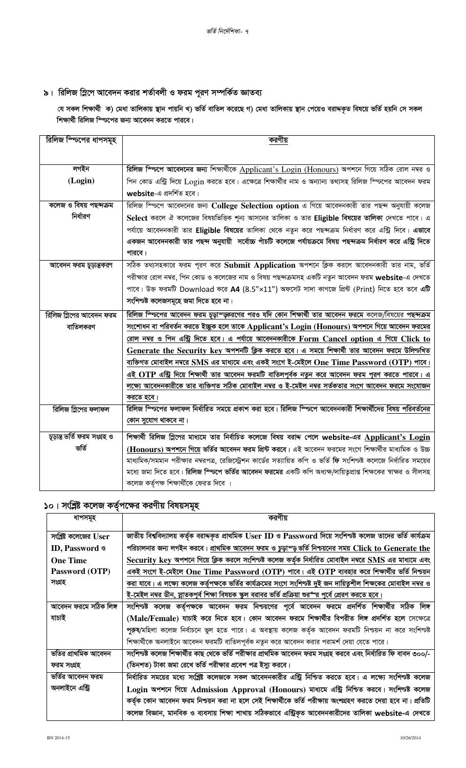## ৯। রিলিজ স্লিপে আবেদন করার শর্তাবলী ও ফরম পূরণ সম্পর্কিত জ্ঞাতব্য

**যে সকল শিক্ষার্থী ক) মেধা তালিকায় স্থান পায়নি খ) ভর্তি বাতিল করেছে গ) মেধা তালিকায় স্থান পেয়েও বরাদ্দকৃত বিষয়ে ভর্তি হয়নি সে সকল শিক্ষার্থী রিলিজ স্লিপের জন্য আবেদন করতে পারবে।**

| রিলিজ স্লিপের ধাপসমূহ | করণীয় |
|---|---|
| লগইন (Login) | **রিলিজ স্লিপে আবেদনের জন্য** শিক্ষার্থীকে Applicant's Login (Honours) অপশনে গিয়ে সঠিক রোল নম্বর ও পিন কোড এন্ট্রি দিয়ে Login করতে হবে। এক্ষেত্রে শিক্ষার্থীর নাম ও অন্যান্য তথ্যসহ রিলিজ স্লিপের আবেদন ফরম **website**-এ প্রদর্শিত হবে। |
| কলেজ ও বিষয় পছন্দক্রম নির্ধারণ | রিলিজ স্লিপে আবেদনের জন্য **College Selection option** এ গিয়ে আবেদনকারী তার পছন্দ অনুযায়ী কলেজ **Select** করলে ঐ কলেজের বিষয়ভিত্তিক শূন্য আসনের তালিকা ও তার **Eligible বিষয়ের তালিকা** দেখতে পাবে। এ পর্যায়ে আবেদনকারী তার **Eligible বিষয়ের** তালিকা থেকে নতুন করে পছন্দক্রম নির্ধারণ করে এন্ট্রি দিবে। **এভাবে একজন আবেদনকারী তার পছন্দ অনুযায়ী সর্বোচ্চ পাঁচটি কলেজে পর্যায়ক্রমে বিষয় পছন্দক্রম নির্ধারণ করে এন্ট্রি দিতে পারবে।** |
| আবেদন ফরম চূড়ান্তকরণ | সঠিক তথ্যসহকারে ফরম পূরণ করে **Submit Application** অপশনে ক্লিক করলে আবেদনকারী তার নাম, ভর্তি পরীক্ষার রোল নম্বর, পিন কোড ও কলেজের নাম ও বিষয় পছন্দক্রমসহ একটি নতুন আবেদন ফরম **website**-এ দেখতে পাবে। উক্ত ফরমটি Download করে **A4** (8.5"×11") অফসেট সাদা কাগজে প্রিন্ট (Print) নিতে হবে তবে **এটি সংশ্লিষ্ট কলেজসমূহে জমা দিতে হবে না।** |
| রিলিজ স্লিপের আবেদন ফরম বাতিলকরণ | **রিলিজ স্লিপের আবেদন ফরম চূড়ান্তকরণের পরও যদি কোন শিক্ষার্থী তার আবেদন ফরমে কলেজ/বিষয়ের পছন্দক্রম সংশোধন বা পরিবর্তন করতে ইচ্ছুক হলে তাকে Applicant's Login (Honours) অপশনে গিয়ে আবেদন ফরমের রোল নম্বর ও পিন এন্ট্রি দিতে হবে। এ পর্যায়ে আবেদনকারীকে Form Cancel option এ গিয়ে Click to Generate the Security key অপশনটি ক্লিক করতে হবে। এ সময়ে শিক্ষার্থী তার আবেদন ফরমে উল্লিখিত ব্যক্তিগত মোবাইল নম্বরে SMS এর মাধ্যমে এবং একই সংগে ই-মেইলে One Time Password (OTP) পাবে। এই OTP এন্ট্রি দিয়ে শিক্ষার্থী তার আবেদন ফরমটি বাতিলপূর্বক নতুন করে আবেদন ফরম পূরণ করতে পারবে। এ লক্ষ্যে আবেদনকারীকে তার ব্যক্তিগত সঠিক মোবাইল নম্বর ও ই-মেইল নম্বর সর্তকতার সংগে আবেদন ফরমে সংযোজন করতে হবে।** |
| রিলিজ স্লিপের ফলাফল | রিলিজ স্লিপের ফলাফল নির্ধারিত সময়ে প্রকাশ করা হবে। **রিলিজ স্লিপে আবেদনকারী শিক্ষার্থীদের বিষয় পরিবর্তনের কোন সুযোগ থাকবে না।** |
| চূড়ান্ত ভর্তি ফরম সংগ্রহ ও ভর্তি | **শিক্ষার্থী রিলিজ স্লিপের মাধ্যমে তার নির্বাচিত কলেজে বিষয় বরাদ্দ পেলে website-এর Applicant's Login (Honours) অপশনে গিয়ে ভর্তির আবেদন ফরম প্রিন্ট করবে।** এই আবেদন ফরমের সংগে শিক্ষার্থীর মাধ্যমিক ও উচ্চ মাধ্যমিক/সমমান পরীক্ষার নম্বরপত্র, রেজিস্ট্রেশন কার্ডের সত্যায়িত কপি ও ভর্তি **ফি** সংশ্লিষ্ট কলেজে নির্ধারিত সময়ের মধ্যে জমা দিতে হবে। **রিলিজ স্লিপে ভর্তির আবেদন ফরমের** একটি কপি অধ্যক্ষ/দায়িত্বপ্রাপ্ত শিক্ষকের স্বাক্ষর ও সীলসহ কলেজ কর্তৃপক্ষ শিক্ষার্থীকে ফেরত দিবে। |

## ১০। সংশ্লিষ্ট কলেজ কর্তৃপক্ষের করণীয় বিষয়সমূহ

| ধাপসমূহ | করণীয় |
|---|---|
| সংশ্লিষ্ট কলেজের User ID, Password ও One Time Password (OTP) সংগ্রহ | **জাতীয় বিশ্ববিদ্যালয় কর্তৃক বরাদ্দকৃত প্রাথমিক User ID ও Password দিয়ে সংশ্লিষ্ট কলেজ তাদের ভর্তি কার্যক্রম পরিচালনার জন্য লগইন করবে। প্রাথমিক আবেদন ফরম ও চূড়ান্ত ভর্তি নিশ্চয়নের সময় Click to Generate the Security key অপশনে গিয়ে ক্লিক করলে সংশ্লিষ্ট কলেজ কর্তৃক নির্ধারিত মোবাইল নম্বরে SMS এর মাধ্যমে এবং একই সংগে ই-মেইলে One Time Password (OTP) পাবে। এই OTP ব্যবহার করে শিক্ষার্থীর ভর্তি নিশ্চয়ন করা যাবে। এ লক্ষ্যে কলেজ কর্তৃপক্ষকে ভর্তির কার্যক্রমের সংগে সংশ্লিষ্ট দুই জন দায়িত্বশীল শিক্ষকের মোবাইল নম্বর ও ই-মেইল নম্বর ডীন, স্নাতকপূর্ব শিক্ষা বিষয়ক স্কুল বরাবর ভর্তি প্রক্রিয়া শুরুর পূর্বে প্রেরণ করতে হবে।** |
| আবেদন ফরমে সঠিক লিঙ্গ যাচাই | সংশ্লিষ্ট কলেজ কর্তৃপক্ষকে আবেদন ফরম নিশ্চয়নের পূর্বে আবেদন ফরমে প্রদর্শিত শিক্ষার্থীর সঠিক লিঙ্গ (Male/Female) যাচাই করে নিতে হবে। কোন আবেদন ফরমে শিক্ষার্থীর বিপরীত লিঙ্গ প্রদর্শিত হলে সেক্ষেত্রে পুরুষ/মহিলা কলেজ নির্বাচনে ভুল হতে পারে। এ অবস্থায় কলেজ কর্তৃক আবেদন ফরমটি নিশ্চয়ন না করে সংশ্লিষ্ট শিক্ষার্থীকে অনলাইনে আবেদন ফরমটি বাতিলপূর্বক নতুন করে আবেদন করার পরামর্শ দেয়া যেতে পারে। |
| ভর্তির প্রাথমিক আবেদন ফরম সংগ্রহ | সংশ্লিষ্ট কলেজ শিক্ষার্থীর কাছ থেকে ভর্তি পরীক্ষার প্রাথমিক আবেদন ফরম সংগ্রহ করবে এবং নির্ধারিত ফি বাবদ ৩০০/- (তিনশত) টাকা জমা রেখে ভর্তি পরীক্ষার প্রবেশ পত্র ইস্যু করবে। |
| ভর্তির আবেদন ফরম অনলাইনে এন্ট্রি | নির্ধারিত সময়ের মধ্যে সংশ্লিষ্ট কলেজকে সকল আবেদনকারীর এন্ট্রি নিশ্চিত করতে হবে। এ লক্ষ্যে সংশ্লিষ্ট কলেজ **Login** অপশনে গিয়ে **Admission Approval (Honours)** মাধ্যমে এন্ট্রি নিশ্চিত করবে। সংশ্লিষ্ট কলেজ কর্তৃক কোন আবেদন ফরম নিশ্চয়ন করা না হলে সেই শিক্ষার্থীকে ভর্তি পরীক্ষায় অংশগ্রহণ করতে দেয়া হবে না। প্রতিটি কলেজ বিজ্ঞান, মানবিক ও ব্যবসায় শিক্ষা শাখায় সঠিকভাবে এন্ট্রিকৃত আবেদনকারীদের তালিকা **website**-এ দেখতে |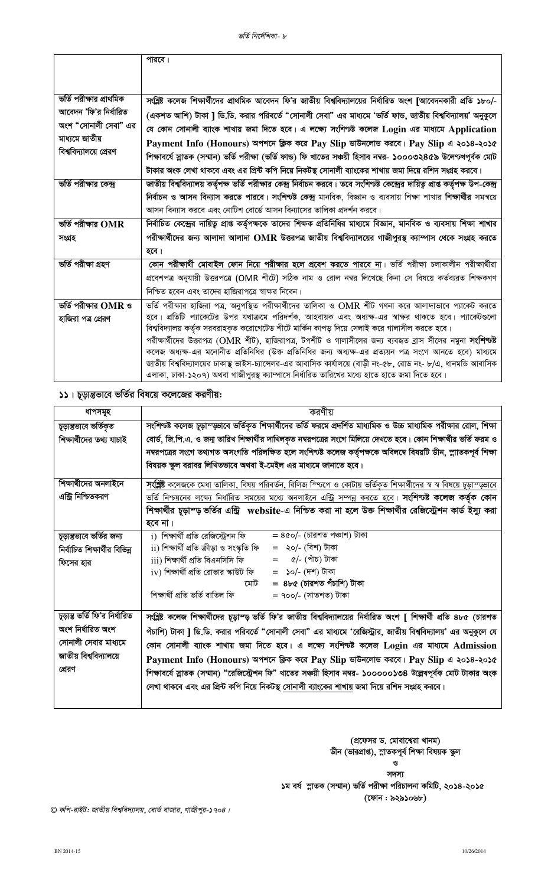| | |
|---|---|
| | পারবে। |
| ভর্তি পরীক্ষার প্রাথমিক আবেদন 'ফি'র নির্ধারিত অংশ "সোনালী সেবা" এর মাধ্যমে জাতীয় বিশ্ববিদ্যালয়ে প্রেরণ | **সংশ্লিষ্ট কলেজ শিক্ষার্থীদের প্রাথমিক আবেদন ফি'র জাতীয় বিশ্ববিদ্যালয়ের নির্ধারিত অংশ [আবেদনকারী প্রতি ১৮০/- (একশত আশি) টাকা ] ডি.ডি. করার পরিবর্তে "সোনালী সেবা" এর মাধ্যমে 'ভর্তি ফান্ড, জাতীয় বিশ্ববিদ্যালয়' অনুকূলে যে কোন সোনালী ব্যাংক শাখায় জমা দিতে হবে। এ লক্ষ্যে সংশ্লিষ্ট কলেজ Login এর মাধ্যমে Application Payment Info (Honours) অপশনে ক্লিক করে Pay Slip ডাউনলোড করবে। Pay Slip এ ২০১৪-২০১৫ শিক্ষাবর্ষে স্নাতক (সম্মান) ভর্তি পরীক্ষা (ভর্তি ফান্ড) ফি খাতের সঞ্চয়ী হিসাব নম্বর- ১০০০৩২৪৫৯ উলেল্খপূর্বক মোট টাকার অংক লেখা থাকবে এবং এর প্রিন্ট কপি নিয়ে নিকটস্থ সোনালী ব্যাংকের শাখায় জমা দিয়ে রশিদ সংগ্রহ করবে।** |
| ভর্তি পরীক্ষার কেন্দ্র | **জাতীয় বিশ্ববিদ্যালয় কর্তৃপক্ষ ভর্তি পরীক্ষার কেন্দ্র নির্বাচন করবে। তবে সংশিল্ষ্ট কেন্দ্রের দায়িত্ব প্রাপ্ত কর্তৃপক্ষ উপ-কেন্দ্র নির্বাচন ও আসন বিন্যাস করতে পারবে। সংশিল্ষ্ট কেন্দ্র** মানবিক, বিজ্ঞান ও ব্যবসায় শিক্ষা শাখার **শিক্ষার্থীর** সমন্বয়ে আসন বিন্যাস করবে এবং নোটিশ বোর্ডে আসন বিন্যাসের তালিকা প্রদর্শন করবে। |
| ভর্তি পরীক্ষার OMR সংগ্রহ | **নির্বাচিত কেন্দ্রের দায়িত্ব প্রাপ্ত কর্তৃপক্ষকে তাদের শিক্ষক প্রতিনিধির মাধ্যমে বিজ্ঞান, মানবিক ও ব্যবসায় শিক্ষা শাখার পরীক্ষার্থীদের জন্য আলাদা আলাদা OMR উত্তরপত্র জাতীয় বিশ্ববিদ্যালয়ের গাজীপুরস্থ ক্যাম্পাস থেকে সংগ্রহ করতে হবে।** |
| ভর্তি পরীক্ষা গ্রহণ | **কোন পরীক্ষার্থী মোবাইল ফোন নিয়ে পরীক্ষার হলে প্রবেশ করতে পারবে না**। ভর্তি পরীক্ষা চলাকালীন পরীক্ষার্থীরা প্রবেশপত্র অনুযায়ী উত্তরপত্রে (OMR শীটে) সঠিক নাম ও রোল নম্বর লিখেছে কিনা সে বিষয়ে কর্তব্যরত শিক্ষকগণ নিশ্চিত হবেন এবং তাদের হাজিরাপত্রে স্বাক্ষর নিবেন। |
| ভর্তি পরীক্ষার OMR ও হাজিরা পত্র প্রেরণ | ভর্তি পরীক্ষার হাজিরা পত্র, অনুপস্থিত পরীক্ষার্থীদের তালিকা ও OMR শীট গণনা করে আলাদাভাবে প্যাকেট করতে হবে। প্রতিটি প্যাকেটের উপর যথাক্রমে পরিদর্শক, আহবায়ক এবং অধ্যক্ষ-এর স্বাক্ষর থাকতে হবে। প্যাকেটগুলো বিশ্ববিদ্যালয় কর্তৃক সরবরাহকৃত করোগেটেড শীটে মার্কিন কাপড় দিয়ে সেলাই করে গালাসীল করতে হবে। পরীক্ষার্থীদের উত্তরপত্র (OMR শীট), হাজিরাপত্র, টপশীট ও গালাসীলের জন্য ব্যবহৃত ব্রাস সীলের নমুনা **সংশিল্ষ্ট** কলেজ অধ্যক্ষ-এর মনোনীত প্রতিনিধির (উক্ত প্রতিনিধির জন্য অধ্যক্ষ-এর প্রত্যয়ন পত্র সংগে আনতে হবে) মাধ্যমে জাতীয় বিশ্ববিদ্যালয়ের ঢাকাস্থ ভাইস-চ্যান্সেলর-এর আবাসিক কার্যালয়ে (বাড়ী নং-৫৮, রোড নং- ৮/এ, ধানমন্ডি আবাসিক এলাকা, ঢাকা-১২০৭) অথবা গাজীপুরস্থ ক্যাম্পাসে নির্ধারিত তারিখের মধ্যে হাতে হাতে জমা দিতে হবে। |

## ১১। চূড়ান্তভাবে ভর্তির বিষয়ে কলেজের করণীয়:

| ধাপসমূহ | করণীয় |
|---|---|
| চূড়ান্তভাবে ভর্তিকৃত শিক্ষার্থীদের তথ্য যাচাই | **সংশিল্ষ্ট কলেজ চূড়ান্তভাবে ভর্তিকৃত শিক্ষার্থীদের ভর্তি ফরমে প্রদর্শিত মাধ্যমিক ও উচ্চ মাধ্যমিক পরীক্ষার রোল, শিক্ষা বোর্ড, জি.পি.এ. ও জন্ম তারিখ শিক্ষার্থীর দাখিলকৃত নম্বরপত্রের সংগে মিলিয়ে দেখতে হবে। কোন শিক্ষার্থীর ভর্তি ফরম ও নম্বরপত্রের সংগে তথ্যগত অসংগতি পরিলক্ষিত হলে সংশিল্ষ্ট কলেজ কর্তৃপক্ষকে অবিলম্বে বিষয়টি ডীন, স্নাতকপূর্ব শিক্ষা বিষয়ক স্কুল বরাবর লিখিতভাবে অথবা ই-মেইল এর মাধ্যমে জানাতে হবে।** |
| শিক্ষার্থীদের অনলাইনে এন্ট্রি নিশ্চিতকরণ | **সংশিল্ষ্ট** কলেজকে মেধা তালিকা, বিষয় পরিবর্তন, রিলিজ স্লিপে ও কোটায় ভর্তিকৃত শিক্ষার্থীদের স্ব স্ব বিষয়ে চূড়ান্তভাবে ভর্তি নিশ্চয়নের লক্ষ্যে নির্ধারিত সময়ের মধ্যে অনলাইনে এন্ট্রি সম্পন্ন করতে হবে। **সংশিল্ষ্ট কলেজ কর্তৃক কোন শিক্ষার্থীর চূড়ান্ত ভর্তির এন্ট্রি website-এ নিশ্চিত করা না হলে উক্ত শিক্ষার্থীর রেজিস্ট্রেশন কার্ড ইস্যু করা হবে না।** |
| চূড়ান্তভাবে ভর্তির জন্য নির্ধারিত শিক্ষার্থীর বিভিন্ন ফিসের হার | i) শিক্ষার্থী প্রতি রেজিস্ট্রেশন ফি = ৪৫০/- (চারশত পঞ্চাশ) টাকা<br>ii) শিক্ষার্থী প্রতি ক্রীড়া ও সংস্কৃতি ফি = ২০/- (বিশ) টাকা<br>iii) শিক্ষার্থী প্রতি বিএনসিসি ফি = ৫/- (পাঁচ) টাকা<br>iv) শিক্ষার্থী প্রতি রোভার স্কাউট ফি = ১০/- (দশ) টাকা<br>মোট = **৪৮৫ (চারশত পঁচাশি) টাকা**<br>শিক্ষার্থী প্রতি ভর্তি বাতিল ফি = ৭০০/- (সাতশত) টাকা |
| চূড়ান্ত ভর্তি ফি'র নির্ধারিত অংশ নির্ধারিত অংশ সোনালী সেবার মাধ্যমে জাতীয় বিশ্ববিদ্যালয়ে প্রেরণ | **সংশিল্ষ্ট কলেজ শিক্ষার্থীদের চূড়ান্ত ভর্তি ফি'র জাতীয় বিশ্ববিদ্যালয়ের নির্ধারিত অংশ [ শিক্ষার্থী প্রতি ৪৮৫ (চারশত পঁচাশি) টাকা ] ডি.ডি. করার পরিবর্তে "সোনালী সেবা" এর মাধ্যমে 'রেজিস্ট্রার, জাতীয় বিশ্ববিদ্যালয়' এর অনুকূলে যে কোন সোনালী ব্যাংক শাখায় জমা দিতে হবে। এ লক্ষ্যে সংশিল্ষ্ট কলেজ Login এর মাধ্যমে Admission Payment Info (Honours) অপশনে ক্লিক করে Pay Slip ডাউনলোড করবে। Pay Slip এ ২০১৪-২০১৫ শিক্ষাবর্ষে স্নাতক (সম্মান) "রেজিস্ট্রেশন ফি" খাতের সঞ্চয়ী হিসাব নম্বর- ১০০০০০১৩৪ উল্লেখপূর্বক মোট টাকার অংক লেখা থাকবে এবং এর প্রিন্ট কপি নিয়ে নিকটস্থ সোনালী ব্যাংকের শাখায় জমা দিয়ে রশিদ সংগ্রহ করবে।** |

**(প্রফেসর ড. মোবাশ্বেরা খানম)**
**ডীন (ভারপ্রাপ্ত), স্নাতকপূর্ব শিক্ষা বিষয়ক স্কুল**
**ও**
**সদস্য**
**১ম বর্ষ স্নাতক (সম্মান) ভর্তি পরীক্ষা পরিচালনা কমিটি, ২০১৪-২০১৫**
**(ফোন : ৯২৯১০৬৮)**

*© কপি-রাইট: জাতীয় বিশ্ববিদ্যালয়, বোর্ড বাজার, গাজীপুর-১৭০৪।*